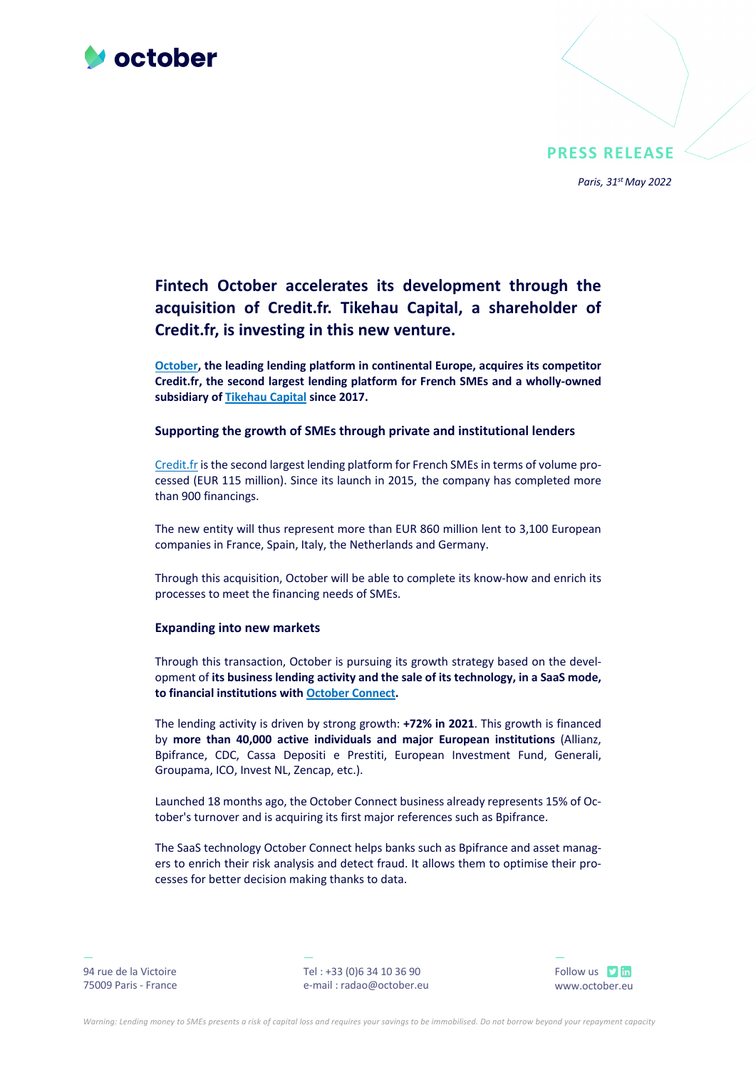**PRESS RELEASE**

*Paris, 31st May 2022*

# Fintech October accelerates its development through the acquisition of Credit.fr. Tikehau Capital, a shareholder of Credit.fr, is investing in this new venture.

**October, the leading lending platform in continental Europe, acquires its competitor Credit.fr, the second largest lending platform for French SMEs and a wholly-owned subsidiary of Tikehau Capital since 2017.**

## Supporting the growth of SMEs through private and institutional lenders

Credit.fr is the second largest lending platform for French SMEs in terms of volume processed (EUR 115 million). Since its launch in 2015, the company has completed more than 900 financings.

The new entity will thus represent more than EUR 860 million lent to 3,100 European companies in France, Spain, Italy, the Netherlands and Germany.

Through this acquisition, October will be able to complete its know-how and enrich its processes to meet the financing needs of SMEs.

## Expanding into new markets

Through this transaction, October is pursuing its growth strategy based on the development of **its business lending activity and the sale of its technology, in a SaaS mode, to financial institutions with October Connect.**

The lending activity is driven by strong growth: **+72% in 2021**. This growth is financed by **more than 40,000 active individuals and major European institutions** (Allianz, Bpifrance, CDC, Cassa Depositi e Prestiti, European Investment Fund, Generali, Groupama, ICO, Invest NL, Zencap, etc.).

Launched 18 months ago, the October Connect business already represents 15% of October's turnover and is acquiring its first major references such as Bpifrance.

The SaaS technology October Connect helps banks such as Bpifrance and asset managers to enrich their risk analysis and detect fraud. It allows them to optimise their processes for better decision making thanks to data.

94 rue de la Victoire
75009 Paris - France

Tel : +33 (0)6 34 10 36 90
e-mail : radao@october.eu

Follow us
www.october.eu

*Warning: Lending money to SMEs presents a risk of capital loss and requires your savings to be immobilised. Do not borrow beyond your repayment capacity*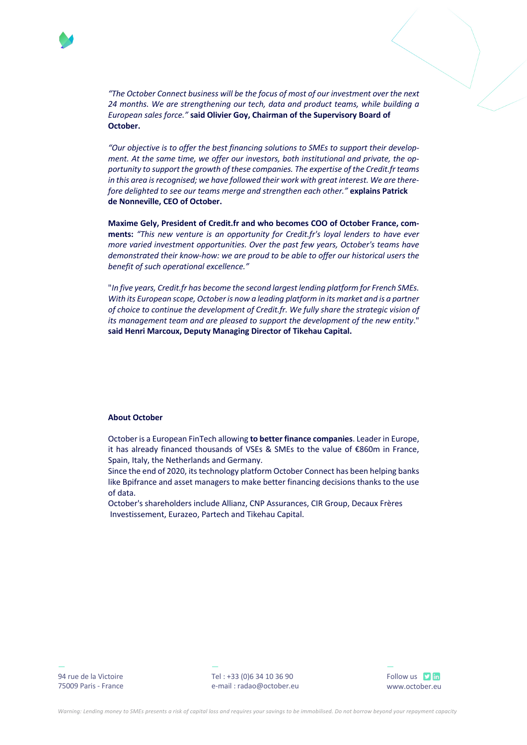*"The October Connect business will be the focus of most of our investment over the next 24 months. We are strengthening our tech, data and product teams, while building a European sales force."* **said Olivier Goy, Chairman of the Supervisory Board of October.**

*"Our objective is to offer the best financing solutions to SMEs to support their development. At the same time, we offer our investors, both institutional and private, the opportunity to support the growth of these companies. The expertise of the Credit.fr teams in this area is recognised; we have followed their work with great interest. We are therefore delighted to see our teams merge and strengthen each other."* **explains Patrick de Nonneville, CEO of October.**

**Maxime Gely, President of Credit.fr and who becomes COO of October France, comments:** *"This new venture is an opportunity for Credit.fr's loyal lenders to have ever more varied investment opportunities. Over the past few years, October's teams have demonstrated their know-how: we are proud to be able to offer our historical users the benefit of such operational excellence."*

"*In five years, Credit.fr has become the second largest lending platform for French SMEs. With its European scope, October is now a leading platform in its market and is a partner of choice to continue the development of Credit.fr. We fully share the strategic vision of its management team and are pleased to support the development of the new entity*." **said Henri Marcoux, Deputy Managing Director of Tikehau Capital.**

**About October**

October is a European FinTech allowing **to better finance companies**. Leader in Europe, it has already financed thousands of VSEs & SMEs to the value of €860m in France, Spain, Italy, the Netherlands and Germany.
Since the end of 2020, its technology platform October Connect has been helping banks like Bpifrance and asset managers to make better financing decisions thanks to the use of data.
October's shareholders include Allianz, CNP Assurances, CIR Group, Decaux Frères Investissement, Eurazeo, Partech and Tikehau Capital.

94 rue de la Victoire
75009 Paris - France

Tel : +33 (0)6 34 10 36 90
e-mail : radao@october.eu

Follow us
www.october.eu

*Warning: Lending money to SMEs presents a risk of capital loss and requires your savings to be immobilised. Do not borrow beyond your repayment capacity*